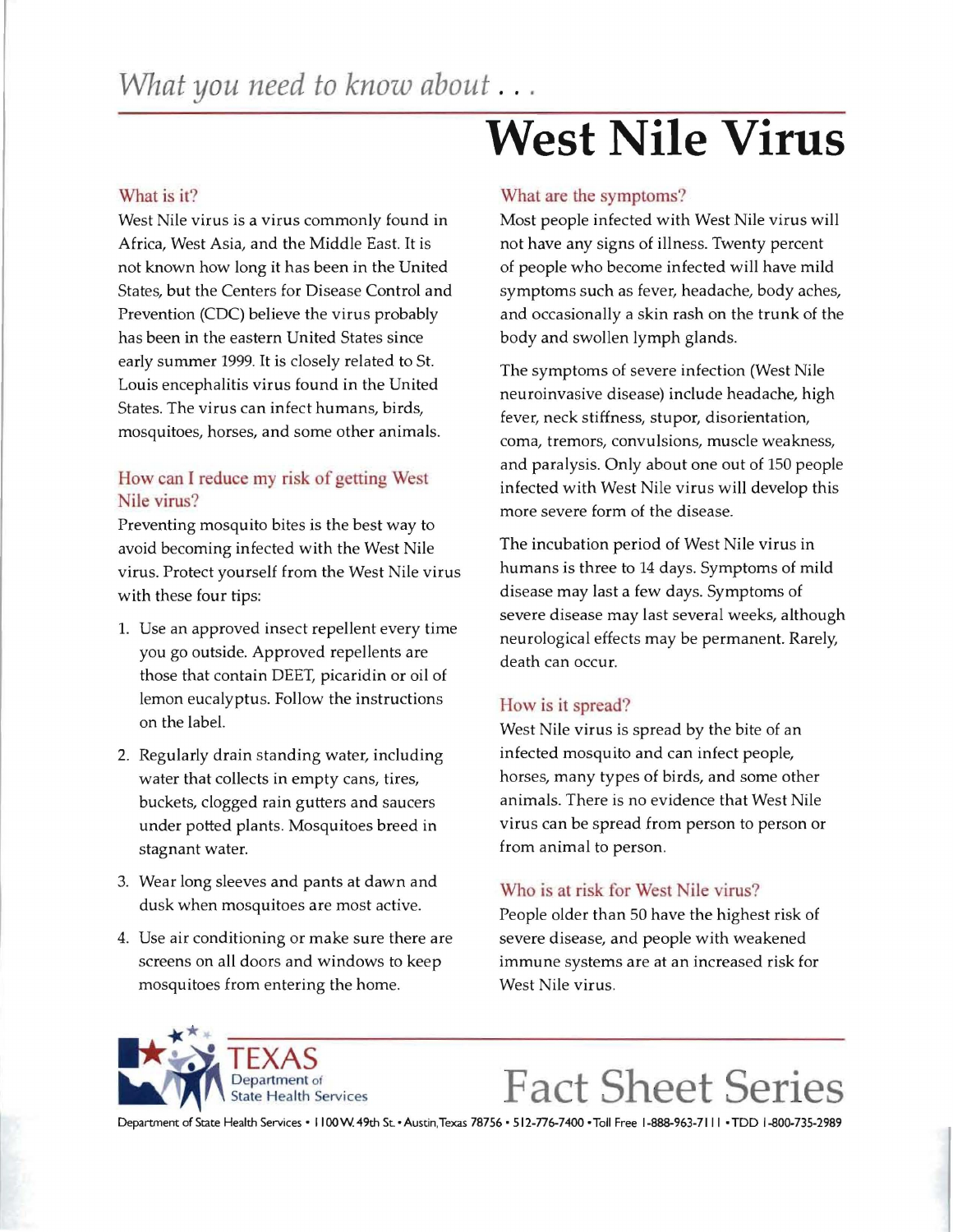*What you need to know about . . .*

# West Nile Virus

## What is it?

West Nile virus is a virus commonly found in Africa, West Asia, and the Middle East. It is not known how long it has been in the United States, but the Centers for Disease Control and Prevention (CDC) believe the virus probably has been in the eastern United States since early summer 1999. It is closely related to St. Louis encephalitis virus found in the United States. The virus can infect humans, birds, mosquitoes, horses, and some other animals.

## How can I reduce my risk of getting West Nile virus?

Preventing mosquito bites is the best way to avoid becoming infected with the West Nile virus. Protect yourself from the West Nile virus with these four tips:

1. Use an approved insect repellent every time you go outside. Approved repellents are those that contain DEET, picaridin or oil of lemon eucalyptus. Follow the instructions on the label.
2. Regularly drain standing water, including water that collects in empty cans, tires, buckets, clogged rain gutters and saucers under potted plants. Mosquitoes breed in stagnant water.
3. Wear long sleeves and pants at dawn and dusk when mosquitoes are most active.
4. Use air conditioning or make sure there are screens on all doors and windows to keep mosquitoes from entering the home.

## What are the symptoms?

Most people infected with West Nile virus will not have any signs of illness. Twenty percent of people who become infected will have mild symptoms such as fever, headache, body aches, and occasionally a skin rash on the trunk of the body and swollen lymph glands.

The symptoms of severe infection (West Nile neuroinvasive disease) include headache, high fever, neck stiffness, stupor, disorientation, coma, tremors, convulsions, muscle weakness, and paralysis. Only about one out of 150 people infected with West Nile virus will develop this more severe form of the disease.

The incubation period of West Nile virus in humans is three to 14 days. Symptoms of mild disease may last a few days. Symptoms of severe disease may last several weeks, although neurological effects may be permanent. Rarely, death can occur.

## How is it spread?

West Nile virus is spread by the bite of an infected mosquito and can infect people, horses, many types of birds, and some other animals. There is no evidence that West Nile virus can be spread from person to person or from animal to person.

## Who is at risk for West Nile virus?

People older than 50 have the highest risk of severe disease, and people with weakened immune systems are at an increased risk for West Nile virus.

TEXAS Department of State Health Services

Fact Sheet Series

Department of State Health Services • 1100 W. 49th St. • Austin, Texas 78756 • 512-776-7400 • Toll Free 1-888-963-7111 • TDD 1-800-735-2989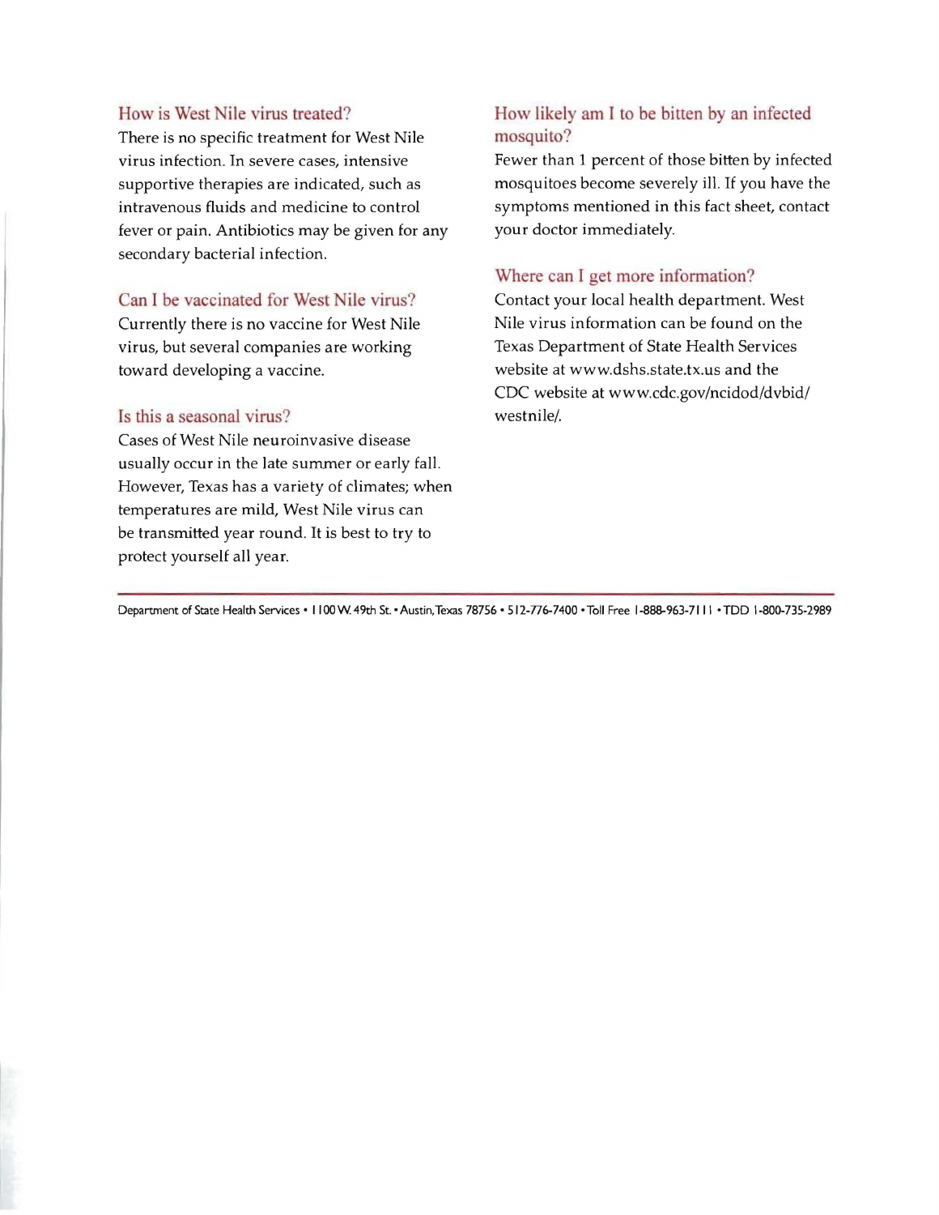## How is West Nile virus treated?

There is no specific treatment for West Nile virus infection. In severe cases, intensive supportive therapies are indicated, such as intravenous fluids and medicine to control fever or pain. Antibiotics may be given for any secondary bacterial infection.

## Can I be vaccinated for West Nile virus?

Currently there is no vaccine for West Nile virus, but several companies are working toward developing a vaccine.

## Is this a seasonal virus?

Cases of West Nile neuroinvasive disease usually occur in the late summer or early fall. However, Texas has a variety of climates; when temperatures are mild, West Nile virus can be transmitted year round. It is best to try to protect yourself all year.

## How likely am I to be bitten by an infected mosquito?

Fewer than 1 percent of those bitten by infected mosquitoes become severely ill. If you have the symptoms mentioned in this fact sheet, contact your doctor immediately.

## Where can I get more information?

Contact your local health department. West Nile virus information can be found on the Texas Department of State Health Services website at www.dshs.state.tx.us and the CDC website at www.cdc.gov/ncidod/dvbid/westnile/.

Department of State Health Services • 1100 W. 49th St. • Austin, Texas 78756 • 512-776-7400 • Toll Free 1-888-963-7111 • TDD 1-800-735-2989